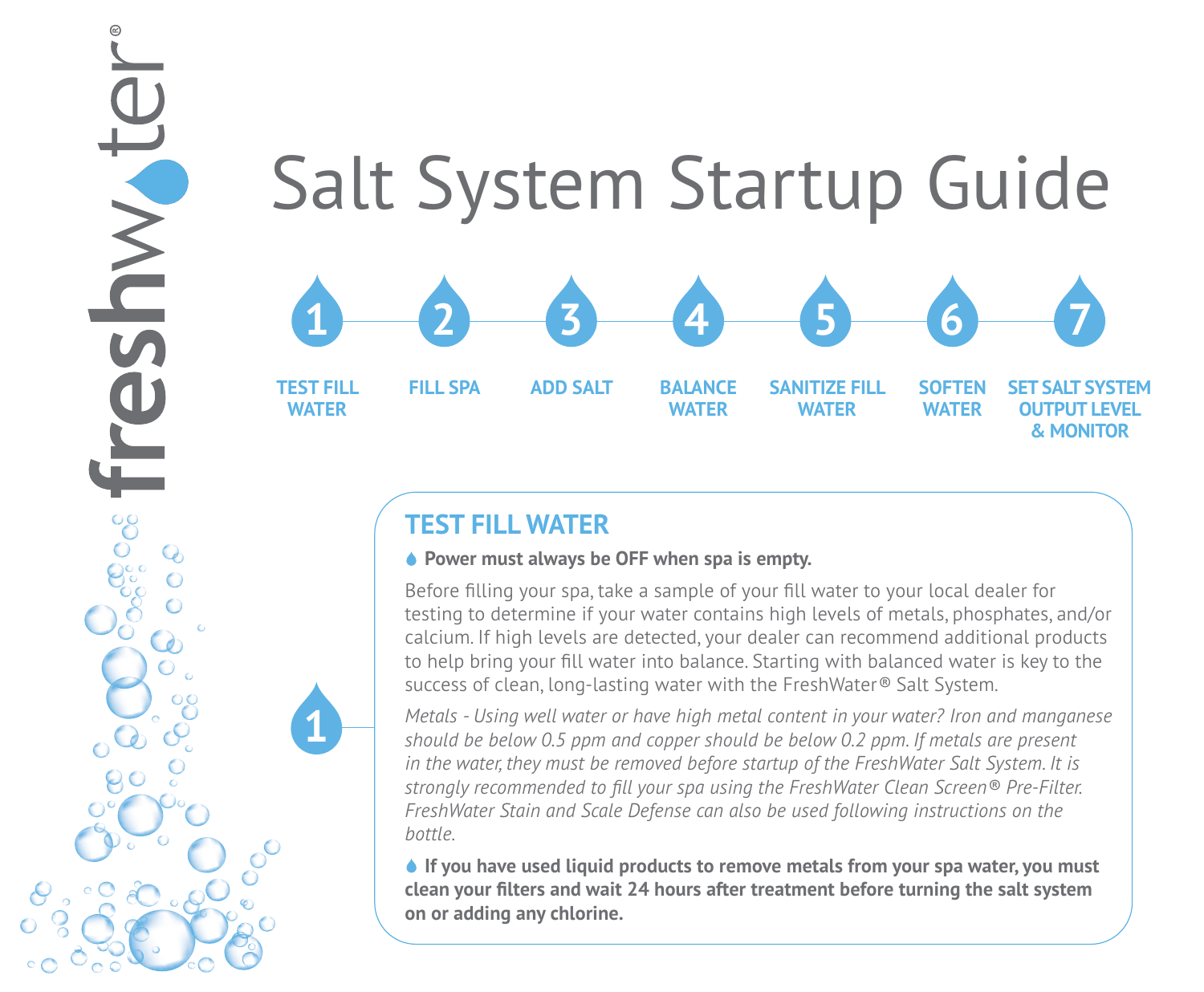freshwater®

# Salt System Startup Guide

1. TEST FILL WATER
2. FILL SPA
3. ADD SALT
4. BALANCE WATER
5. SANITIZE FILL WATER
6. SOFTEN WATER
7. SET SALT SYSTEM OUTPUT LEVEL & MONITOR

## 1 TEST FILL WATER

**Power must always be OFF when spa is empty.**

Before filling your spa, take a sample of your fill water to your local dealer for testing to determine if your water contains high levels of metals, phosphates, and/or calcium. If high levels are detected, your dealer can recommend additional products to help bring your fill water into balance. Starting with balanced water is key to the success of clean, long-lasting water with the FreshWater® Salt System.

*Metals - Using well water or have high metal content in your water? Iron and manganese should be below 0.5 ppm and copper should be below 0.2 ppm. If metals are present in the water, they must be removed before startup of the FreshWater Salt System. It is strongly recommended to fill your spa using the FreshWater Clean Screen® Pre-Filter. FreshWater Stain and Scale Defense can also be used following instructions on the bottle.*

**If you have used liquid products to remove metals from your spa water, you must clean your filters and wait 24 hours after treatment before turning the salt system on or adding any chlorine.**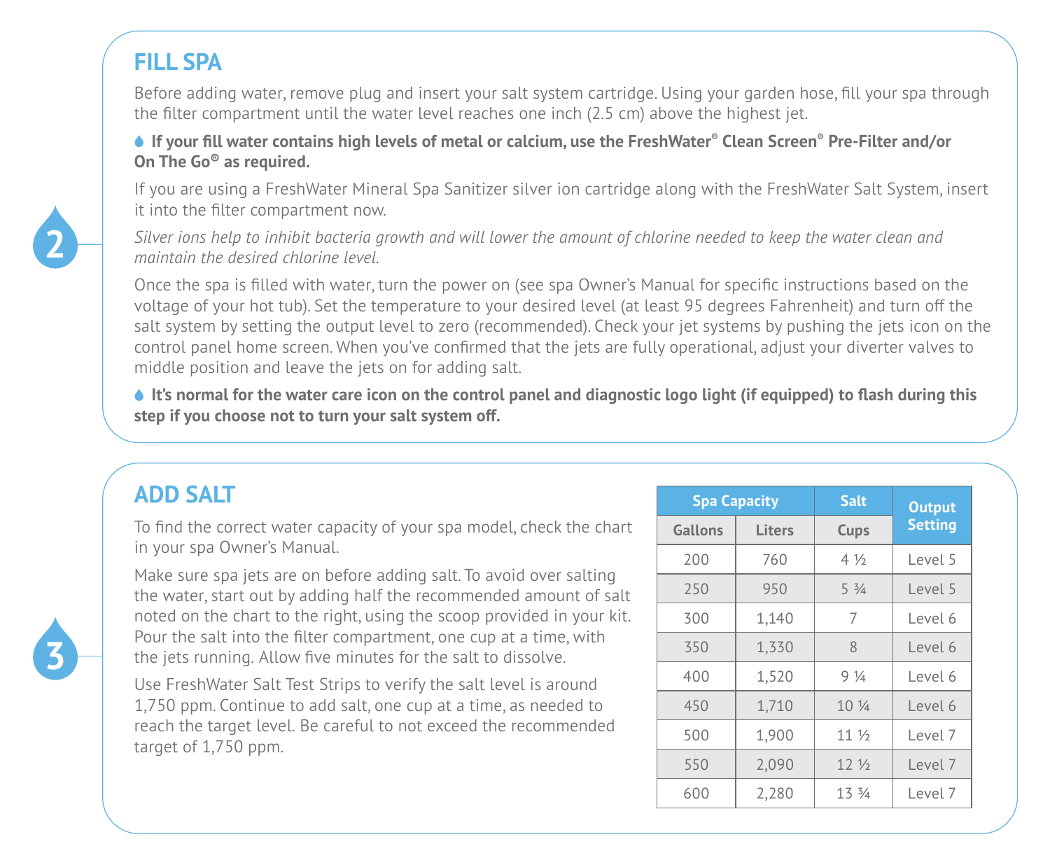## 2 FILL SPA

Before adding water, remove plug and insert your salt system cartridge. Using your garden hose, fill your spa through the filter compartment until the water level reaches one inch (2.5 cm) above the highest jet.

**If your fill water contains high levels of metal or calcium, use the FreshWater® Clean Screen® Pre-Filter and/or On The Go® as required.**

If you are using a FreshWater Mineral Spa Sanitizer silver ion cartridge along with the FreshWater Salt System, insert it into the filter compartment now.

*Silver ions help to inhibit bacteria growth and will lower the amount of chlorine needed to keep the water clean and maintain the desired chlorine level.*

Once the spa is filled with water, turn the power on (see spa Owner's Manual for specific instructions based on the voltage of your hot tub). Set the temperature to your desired level (at least 95 degrees Fahrenheit) and turn off the salt system by setting the output level to zero (recommended). Check your jet systems by pushing the jets icon on the control panel home screen. When you've confirmed that the jets are fully operational, adjust your diverter valves to middle position and leave the jets on for adding salt.

**It's normal for the water care icon on the control panel and diagnostic logo light (if equipped) to flash during this step if you choose not to turn your salt system off.**

## 3 ADD SALT

To find the correct water capacity of your spa model, check the chart in your spa Owner's Manual.

Make sure spa jets are on before adding salt. To avoid over salting the water, start out by adding half the recommended amount of salt noted on the chart to the right, using the scoop provided in your kit. Pour the salt into the filter compartment, one cup at a time, with the jets running. Allow five minutes for the salt to dissolve.

Use FreshWater Salt Test Strips to verify the salt level is around 1,750 ppm. Continue to add salt, one cup at a time, as needed to reach the target level. Be careful to not exceed the recommended target of 1,750 ppm.

| Spa Capacity | | Salt | Output Setting |
|---|---|---|---|
| Gallons | Liters | Cups | |
| 200 | 760 | 4 ½ | Level 5 |
| 250 | 950 | 5 ¾ | Level 5 |
| 300 | 1,140 | 7 | Level 6 |
| 350 | 1,330 | 8 | Level 6 |
| 400 | 1,520 | 9 ¼ | Level 6 |
| 450 | 1,710 | 10 ¼ | Level 6 |
| 500 | 1,900 | 11 ½ | Level 7 |
| 550 | 2,090 | 12 ½ | Level 7 |
| 600 | 2,280 | 13 ¾ | Level 7 |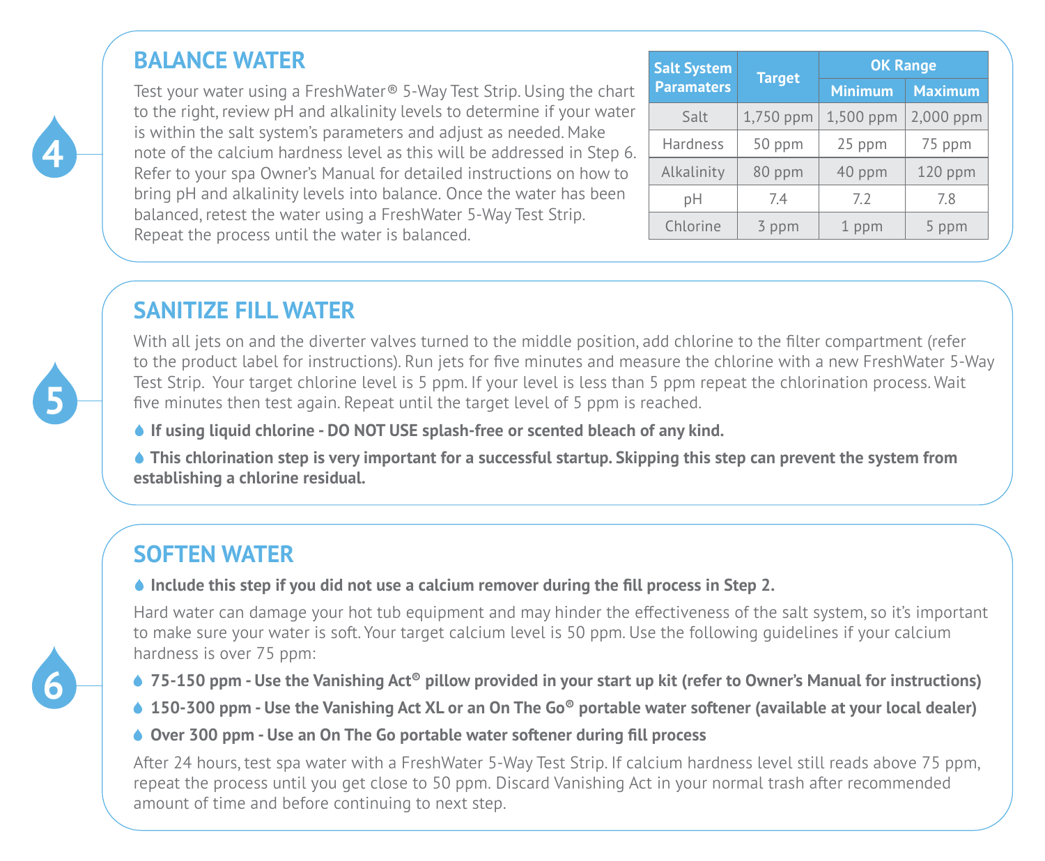4

## BALANCE WATER

Test your water using a FreshWater® 5-Way Test Strip. Using the chart to the right, review pH and alkalinity levels to determine if your water is within the salt system's parameters and adjust as needed. Make note of the calcium hardness level as this will be addressed in Step 6. Refer to your spa Owner's Manual for detailed instructions on how to bring pH and alkalinity levels into balance. Once the water has been balanced, retest the water using a FreshWater 5-Way Test Strip. Repeat the process until the water is balanced.

| Salt System Paramaters | Target | OK Range | |
|---|---|---|---|
| | | Minimum | Maximum |
| Salt | 1,750 ppm | 1,500 ppm | 2,000 ppm |
| Hardness | 50 ppm | 25 ppm | 75 ppm |
| Alkalinity | 80 ppm | 40 ppm | 120 ppm |
| pH | 7.4 | 7.2 | 7.8 |
| Chlorine | 3 ppm | 1 ppm | 5 ppm |

5

## SANITIZE FILL WATER

With all jets on and the diverter valves turned to the middle position, add chlorine to the filter compartment (refer to the product label for instructions). Run jets for five minutes and measure the chlorine with a new FreshWater 5-Way Test Strip. Your target chlorine level is 5 ppm. If your level is less than 5 ppm repeat the chlorination process. Wait five minutes then test again. Repeat until the target level of 5 ppm is reached.

- **If using liquid chlorine - DO NOT USE splash-free or scented bleach of any kind.**
- **This chlorination step is very important for a successful startup. Skipping this step can prevent the system from establishing a chlorine residual.**

6

## SOFTEN WATER

- **Include this step if you did not use a calcium remover during the fill process in Step 2.**

Hard water can damage your hot tub equipment and may hinder the effectiveness of the salt system, so it's important to make sure your water is soft. Your target calcium level is 50 ppm. Use the following guidelines if your calcium hardness is over 75 ppm:

- **75-150 ppm - Use the Vanishing Act® pillow provided in your start up kit (refer to Owner's Manual for instructions)**
- **150-300 ppm - Use the Vanishing Act XL or an On The Go® portable water softener (available at your local dealer)**
- **Over 300 ppm - Use an On The Go portable water softener during fill process**

After 24 hours, test spa water with a FreshWater 5-Way Test Strip. If calcium hardness level still reads above 75 ppm, repeat the process until you get close to 50 ppm. Discard Vanishing Act in your normal trash after recommended amount of time and before continuing to next step.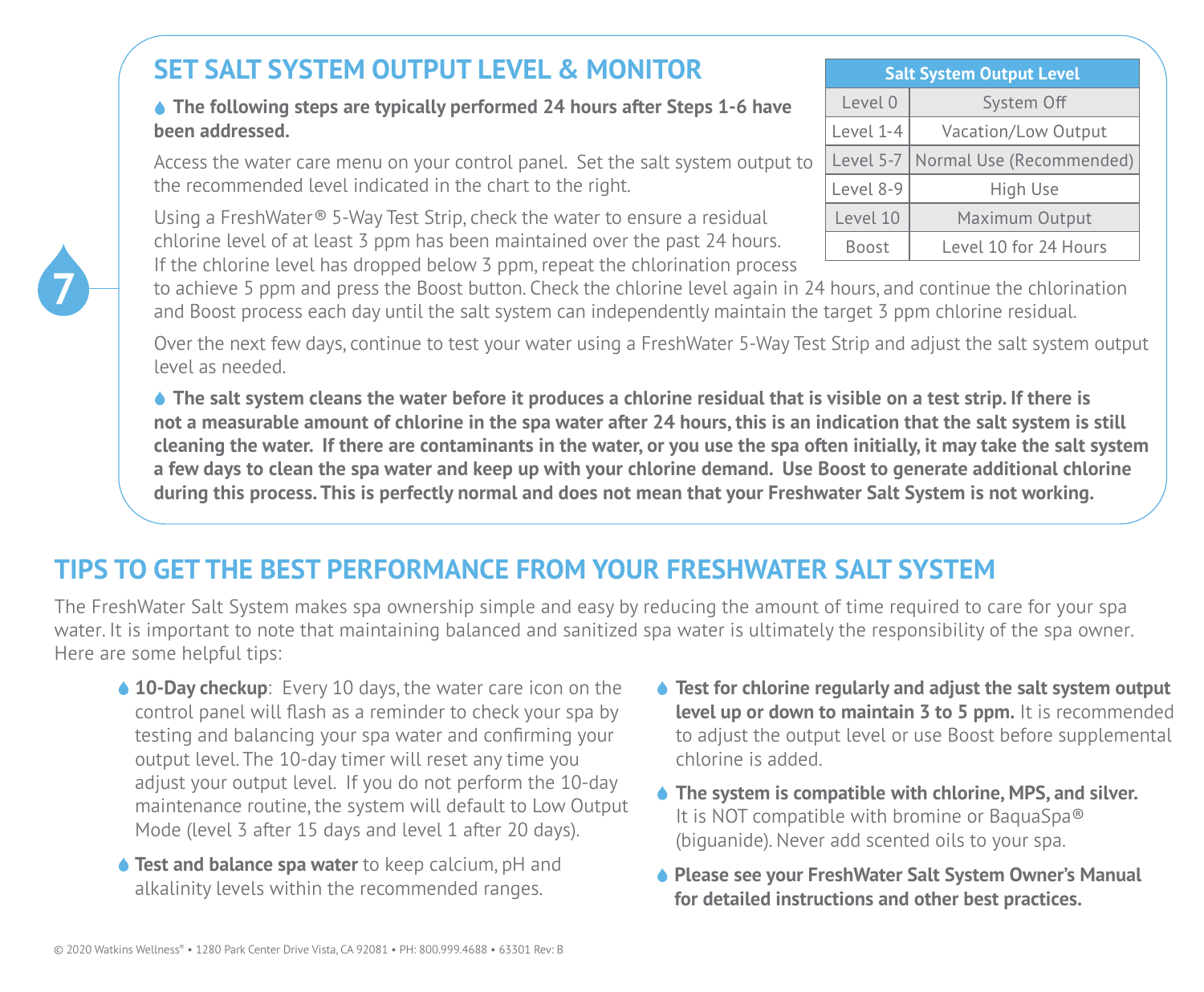## SET SALT SYSTEM OUTPUT LEVEL & MONITOR

7

**The following steps are typically performed 24 hours after Steps 1-6 have been addressed.**

Access the water care menu on your control panel. Set the salt system output to the recommended level indicated in the chart to the right.

| Salt System Output Level | |
|---|---|
| Level 0 | System Off |
| Level 1-4 | Vacation/Low Output |
| Level 5-7 | Normal Use (Recommended) |
| Level 8-9 | High Use |
| Level 10 | Maximum Output |
| Boost | Level 10 for 24 Hours |

Using a FreshWater® 5-Way Test Strip, check the water to ensure a residual chlorine level of at least 3 ppm has been maintained over the past 24 hours. If the chlorine level has dropped below 3 ppm, repeat the chlorination process to achieve 5 ppm and press the Boost button. Check the chlorine level again in 24 hours, and continue the chlorination and Boost process each day until the salt system can independently maintain the target 3 ppm chlorine residual.

Over the next few days, continue to test your water using a FreshWater 5-Way Test Strip and adjust the salt system output level as needed.

**The salt system cleans the water before it produces a chlorine residual that is visible on a test strip. If there is not a measurable amount of chlorine in the spa water after 24 hours, this is an indication that the salt system is still cleaning the water. If there are contaminants in the water, or you use the spa often initially, it may take the salt system a few days to clean the spa water and keep up with your chlorine demand. Use Boost to generate additional chlorine during this process. This is perfectly normal and does not mean that your Freshwater Salt System is not working.**

## TIPS TO GET THE BEST PERFORMANCE FROM YOUR FRESHWATER SALT SYSTEM

The FreshWater Salt System makes spa ownership simple and easy by reducing the amount of time required to care for your spa water. It is important to note that maintaining balanced and sanitized spa water is ultimately the responsibility of the spa owner. Here are some helpful tips:

- **10-Day checkup**: Every 10 days, the water care icon on the control panel will flash as a reminder to check your spa by testing and balancing your spa water and confirming your output level. The 10-day timer will reset any time you adjust your output level. If you do not perform the 10-day maintenance routine, the system will default to Low Output Mode (level 3 after 15 days and level 1 after 20 days).
- **Test and balance spa water** to keep calcium, pH and alkalinity levels within the recommended ranges.
- **Test for chlorine regularly and adjust the salt system output level up or down to maintain 3 to 5 ppm.** It is recommended to adjust the output level or use Boost before supplemental chlorine is added.
- **The system is compatible with chlorine, MPS, and silver.** It is NOT compatible with bromine or BaquaSpa® (biguanide). Never add scented oils to your spa.
- **Please see your FreshWater Salt System Owner's Manual for detailed instructions and other best practices.**

© 2020 Watkins Wellness® • 1280 Park Center Drive Vista, CA 92081 • PH: 800.999.4688 • 63301 Rev: B